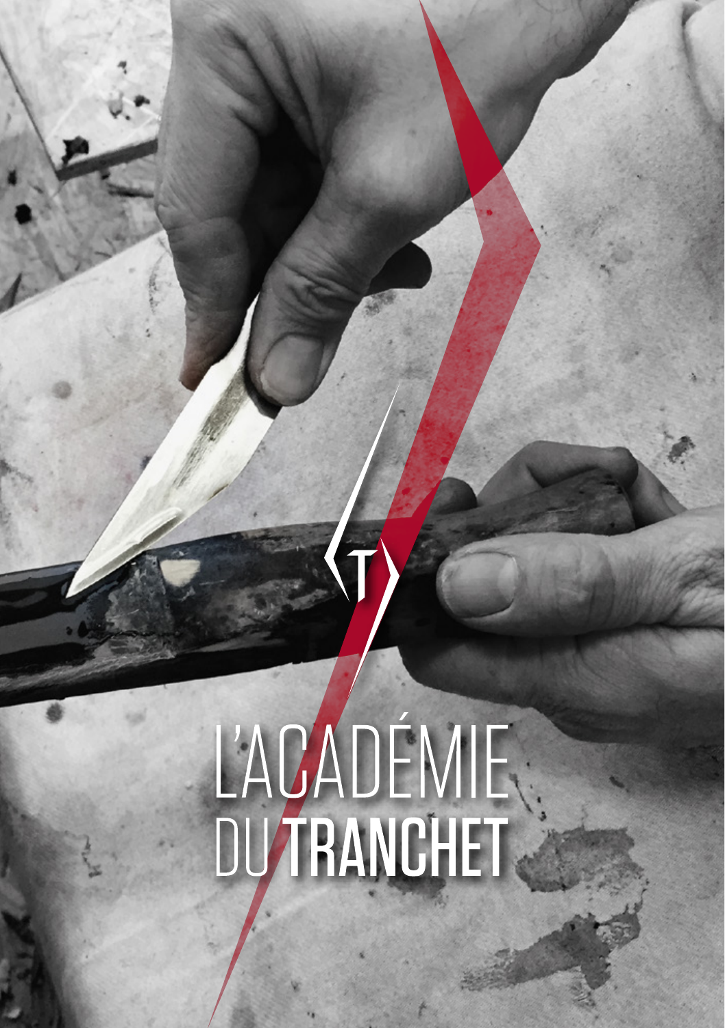# L'ACADÉMIE DU TRANCHET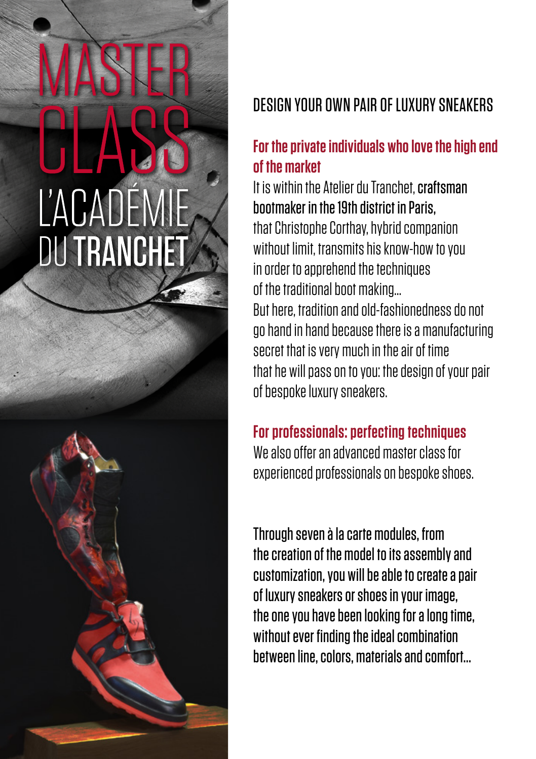# MASTER CLASS

# L'ACADÉMIE DU TRANCHET

## DESIGN YOUR OWN PAIR OF LUXURY SNEAKERS

### For the private individuals who love the high end of the market

It is within the Atelier du Tranchet, **craftsman bootmaker in the 19th district in Paris,** that Christophe Corthay, hybrid companion without limit, transmits his know-how to you in order to apprehend the techniques of the traditional boot making...
But here, tradition and old-fashionedness do not go hand in hand because there is a manufacturing secret that is very much in the air of time that he will pass on to you: the design of your pair of bespoke luxury sneakers.

### For professionals: perfecting techniques

We also offer an advanced master class for experienced professionals on bespoke shoes.

**Through seven à la carte modules, from the creation of the model to its assembly and customization, you will be able to create a pair of luxury sneakers or shoes in your image, the one you have been looking for a long time, without ever finding the ideal combination between line, colors, materials and comfort...**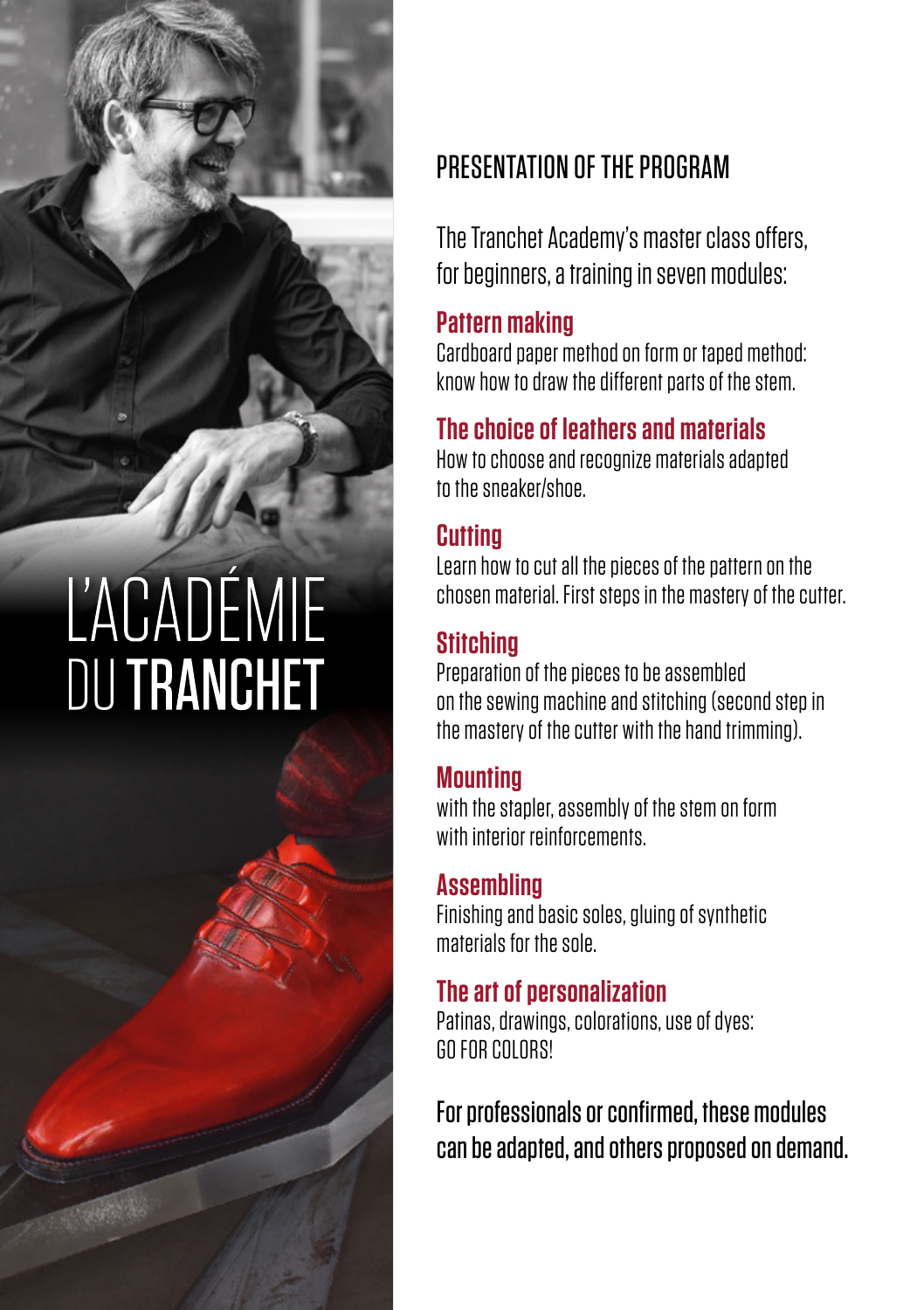# L'ACADÉMIE DU TRANCHET

## PRESENTATION OF THE PROGRAM

The Tranchet Academy's master class offers, for beginners, a training in seven modules:

### Pattern making

Cardboard paper method on form or taped method: know how to draw the different parts of the stem.

### The choice of leathers and materials

How to choose and recognize materials adapted to the sneaker/shoe.

### Cutting

Learn how to cut all the pieces of the pattern on the chosen material. First steps in the mastery of the cutter.

### Stitching

Preparation of the pieces to be assembled on the sewing machine and stitching (second step in the mastery of the cutter with the hand trimming).

### Mounting

with the stapler, assembly of the stem on form with interior reinforcements.

### Assembling

Finishing and basic soles, gluing of synthetic materials for the sole.

### The art of personalization

Patinas, drawings, colorations, use of dyes: GO FOR COLORS!

For professionals or confirmed, these modules can be adapted, and others proposed on demand.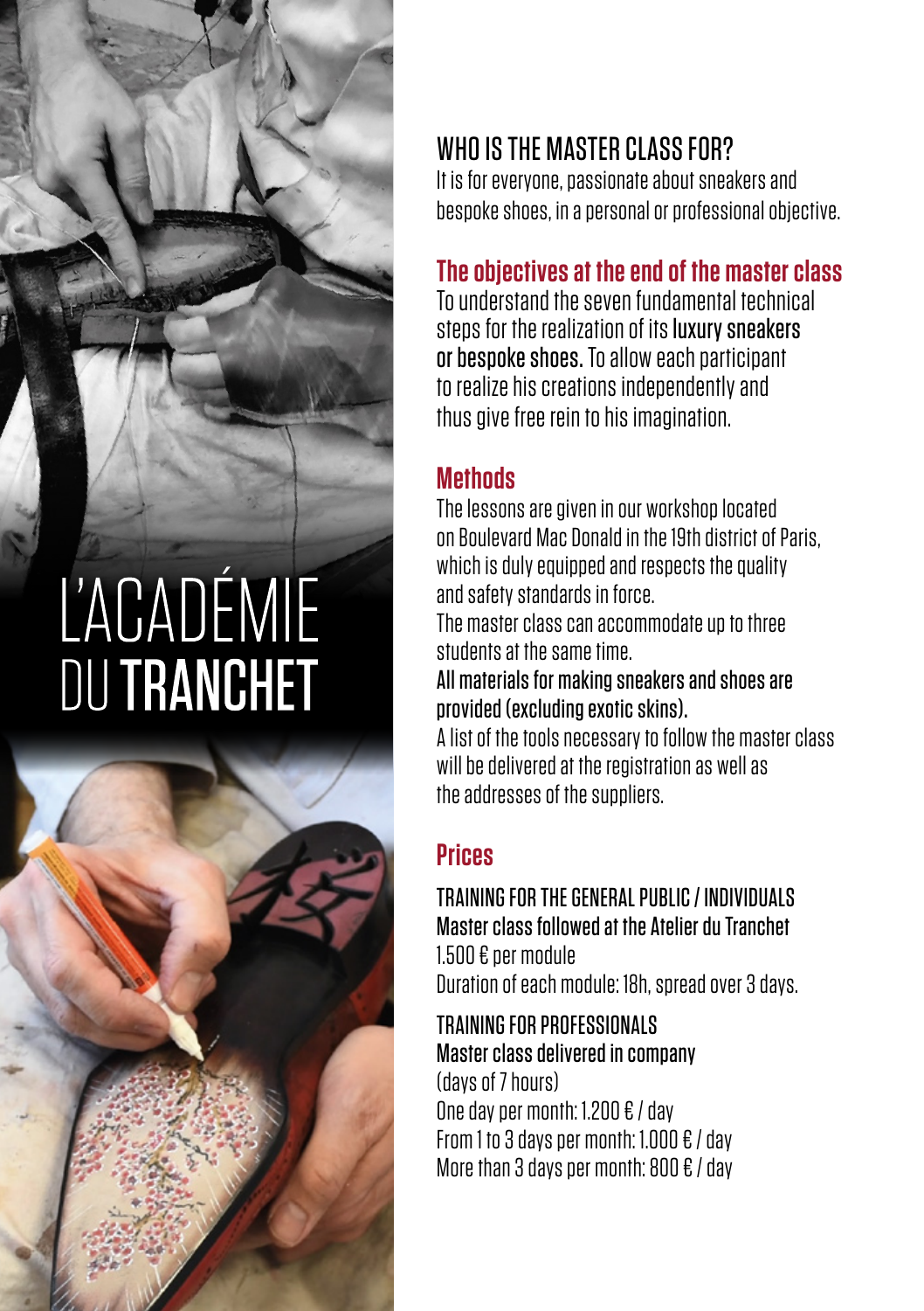# L'ACADÉMIE DU **TRANCHET**

## WHO IS THE MASTER CLASS FOR?

It is for everyone, passionate about sneakers and bespoke shoes, in a personal or professional objective.

## The objectives at the end of the master class

To understand the seven fundamental technical steps for the realization of its **luxury sneakers or bespoke shoes.** To allow each participant to realize his creations independently and thus give free rein to his imagination.

## Methods

The lessons are given in our workshop located on Boulevard Mac Donald in the 19th district of Paris, which is duly equipped and respects the quality and safety standards in force.

The master class can accommodate up to three students at the same time.

**All materials for making sneakers and shoes are provided (excluding exotic skins).**

A list of the tools necessary to follow the master class will be delivered at the registration as well as the addresses of the suppliers.

## Prices

**TRAINING FOR THE GENERAL PUBLIC / INDIVIDUALS**
**Master class followed at the Atelier du Tranchet**
1.500 € per module
Duration of each module: 18h, spread over 3 days.

**TRAINING FOR PROFESSIONALS**
**Master class delivered in company**
(days of 7 hours)
One day per month: 1.200 € / day
From 1 to 3 days per month: 1.000 € / day
More than 3 days per month: 800 € / day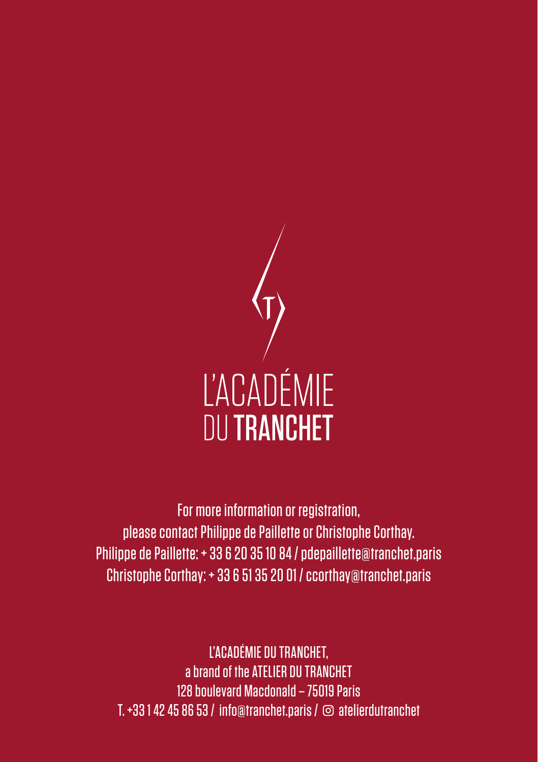L'ACADÉMIE
DU **TRANCHET**

For more information or registration,
please contact Philippe de Paillette or Christophe Corthay.
Philippe de Paillette: + 33 6 20 35 10 84 / pdepaillette@tranchet.paris
Christophe Corthay: + 33 6 51 35 20 01 / ccorthay@tranchet.paris

L'ACADÉMIE DU TRANCHET,
a brand of the ATELIER DU TRANCHET
128 boulevard Macdonald – 75019 Paris
T. +33 1 42 45 86 53 / info@tranchet.paris / atelierdutranchet